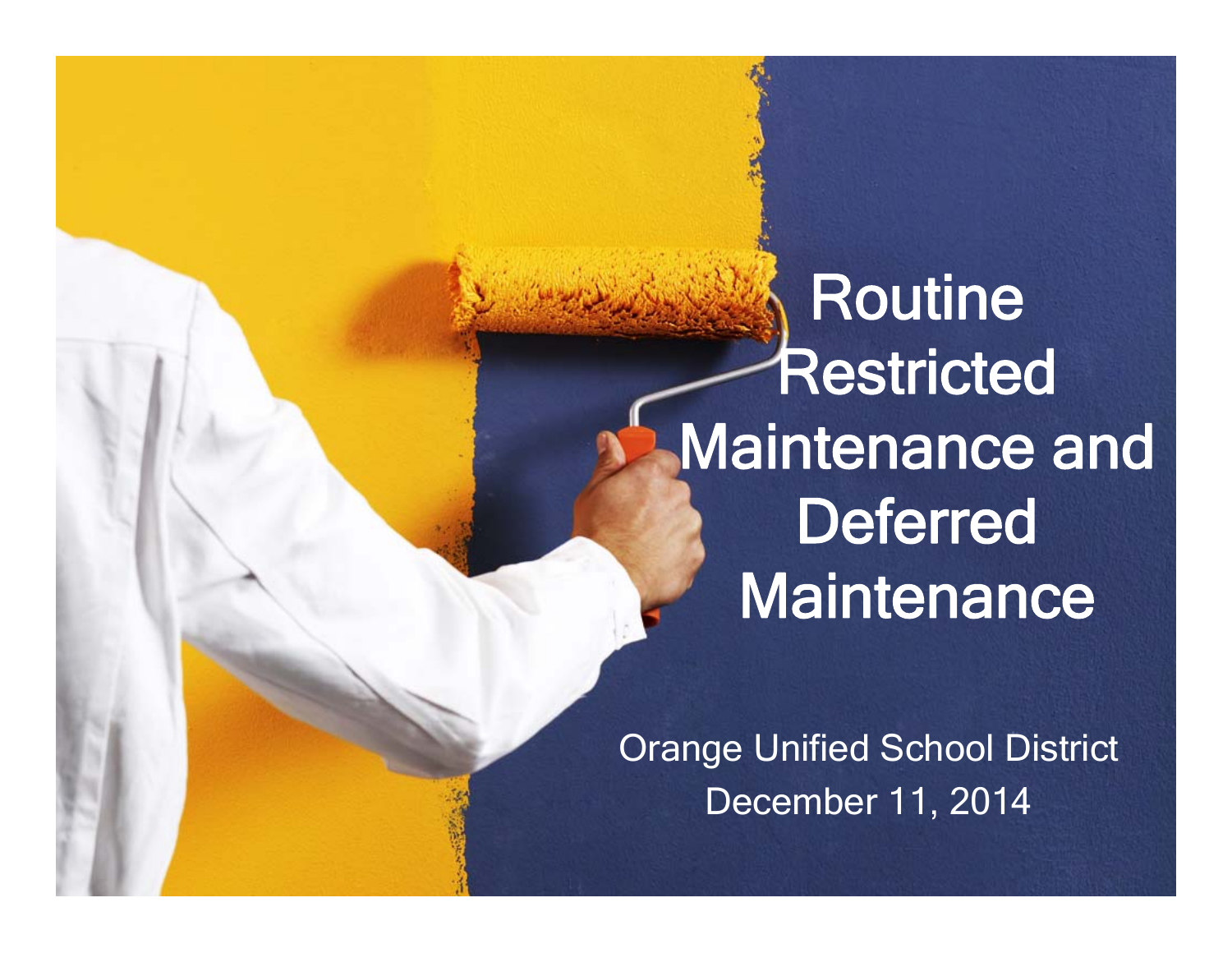# Routine Restricted Maintenance and Deferred Maintenance

Orange Unified School District

December 11, 2014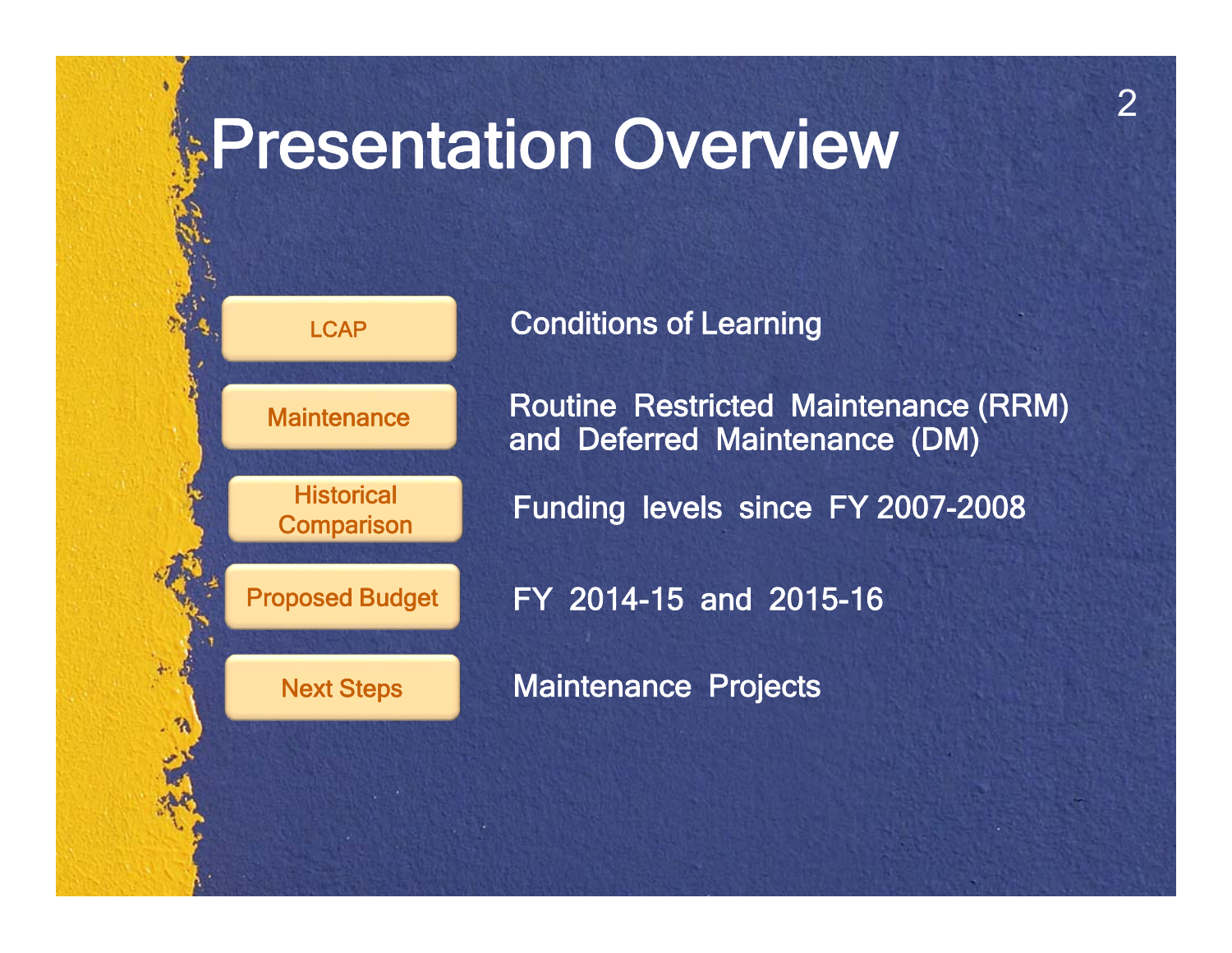# Presentation Overview

| | |
|---|---|
| LCAP | Conditions of Learning |
| Maintenance | Routine Restricted Maintenance (RRM) and Deferred Maintenance (DM) |
| Historical Comparison | Funding levels since FY 2007-2008 |
| Proposed Budget | FY 2014-15 and 2015-16 |
| Next Steps | Maintenance Projects |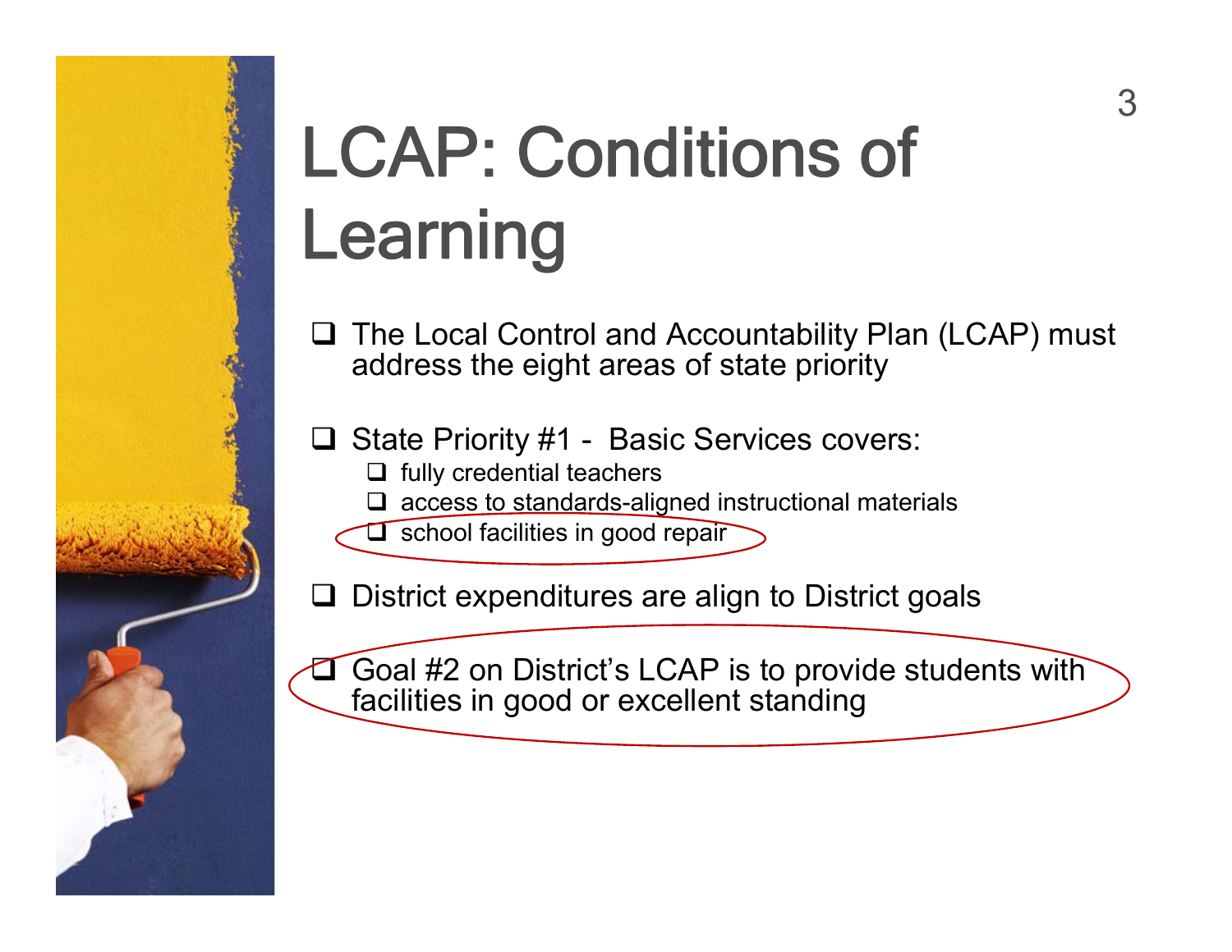# LCAP: Conditions of Learning

- The Local Control and Accountability Plan (LCAP) must address the eight areas of state priority
- State Priority #1 - Basic Services covers:
  - fully credential teachers
  - access to standards-aligned instructional materials
  - school facilities in good repair
- District expenditures are align to District goals
- Goal #2 on District's LCAP is to provide students with facilities in good or excellent standing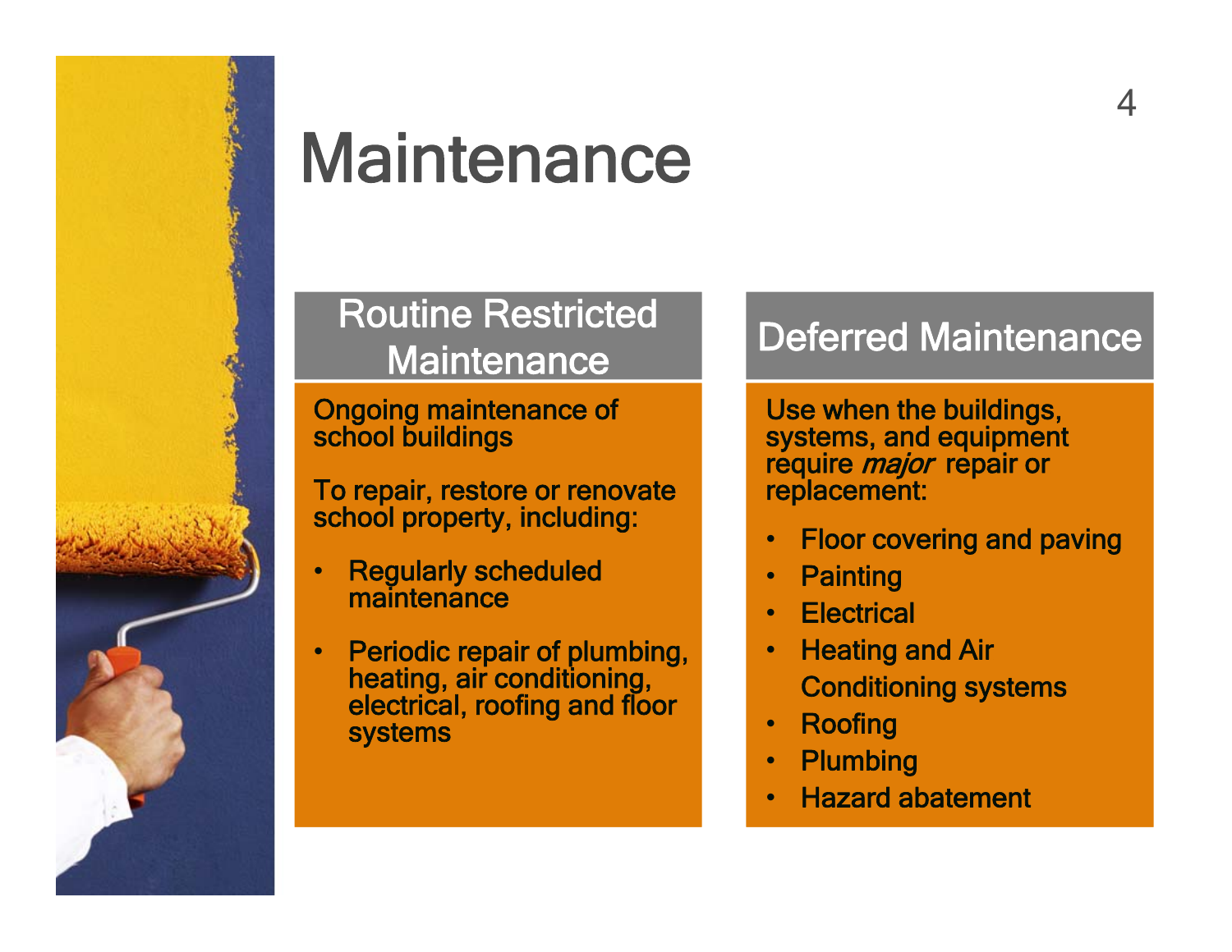# Maintenance

## Routine Restricted Maintenance

Ongoing maintenance of school buildings

To repair, restore or renovate school property, including:

- Regularly scheduled maintenance
- Periodic repair of plumbing, heating, air conditioning, electrical, roofing and floor systems

## Deferred Maintenance

Use when the buildings, systems, and equipment require *major* repair or replacement:

- Floor covering and paving
- Painting
- Electrical
- Heating and Air Conditioning systems
- Roofing
- Plumbing
- Hazard abatement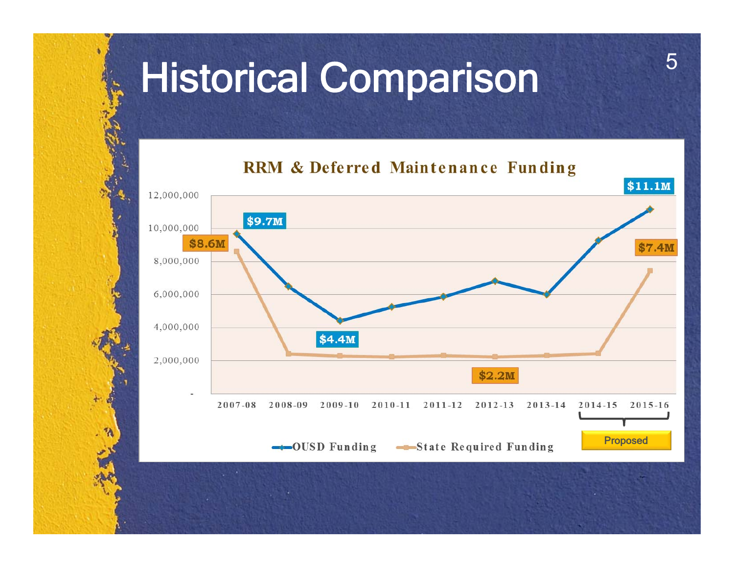# Historical Comparison

RRM & Deferred Maintenance Funding

12,000,000
10,000,000
8,000,000
6,000,000
4,000,000
2,000,000
-

2007-08 2008-09 2009-10 2010-11 2011-12 2012-13 2013-14 2014-15 2015-16

$9.7M
$8.6M
$4.4M
$2.2M
$11.1M
$7.4M

Proposed

OUSD Funding
State Required Funding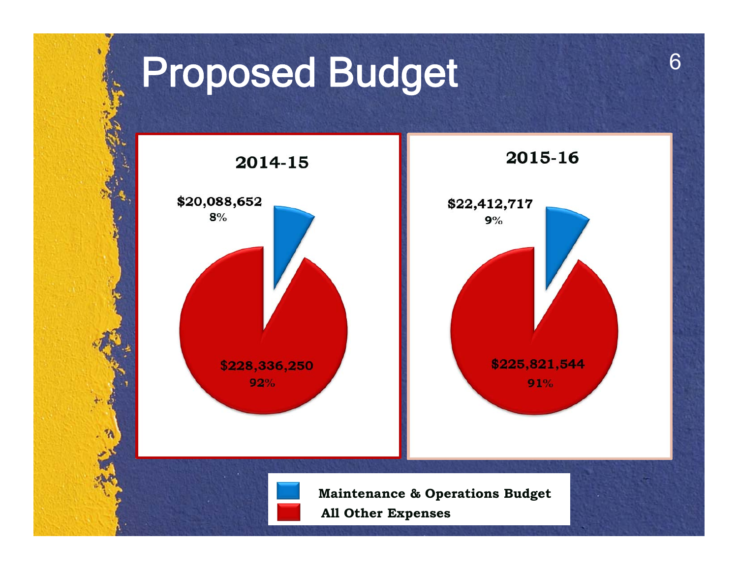# Proposed Budget

2014-15

$20,088,652
8%

$228,336,250
92%

2015-16

$22,412,717
9%

$225,821,544
91%

Maintenance & Operations Budget

All Other Expenses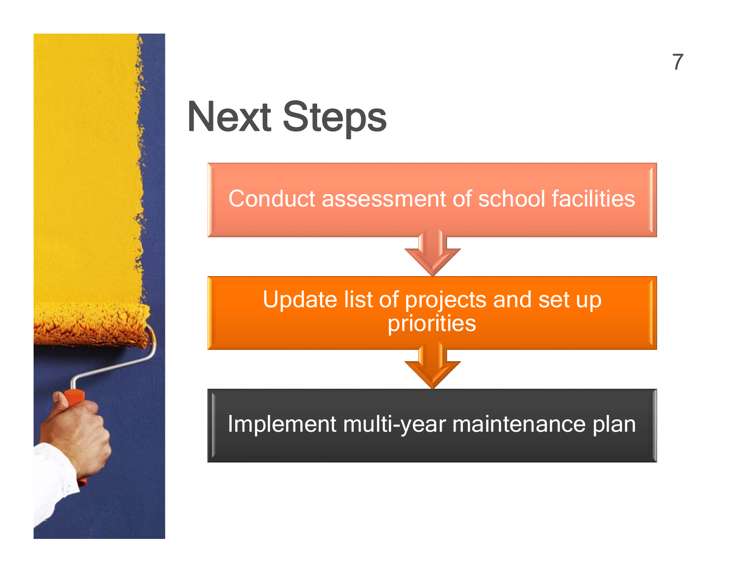# Next Steps

Conduct assessment of school facilities

Update list of projects and set up priorities

Implement multi-year maintenance plan